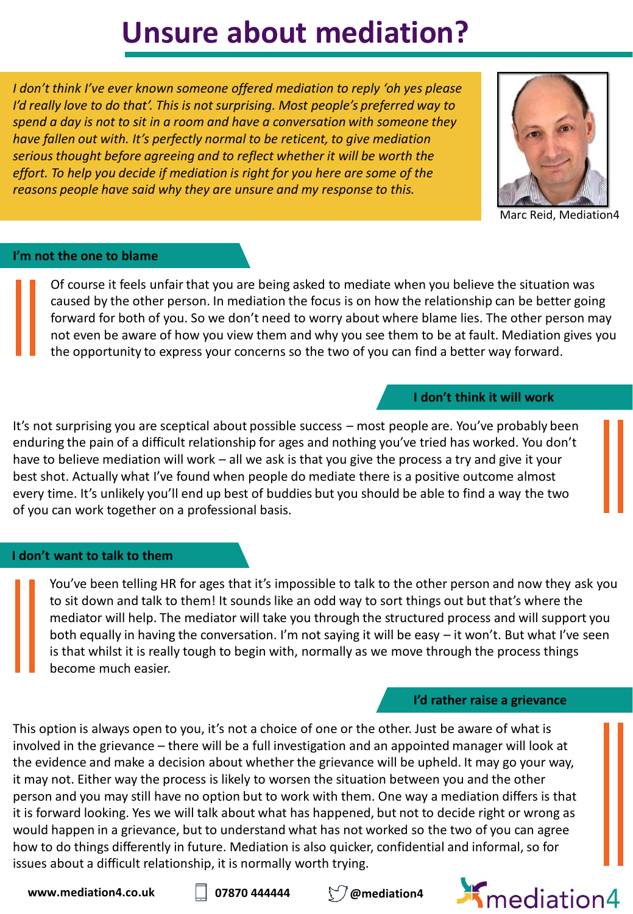# Unsure about mediation?

*I don't think I've ever known someone offered mediation to reply 'oh yes please I'd really love to do that'. This is not surprising. Most people's preferred way to spend a day is not to sit in a room and have a conversation with someone they have fallen out with. It's perfectly normal to be reticent, to give mediation serious thought before agreeing and to reflect whether it will be worth the effort. To help you decide if mediation is right for you here are some of the reasons people have said why they are unsure and my response to this.*

Marc Reid, Mediation4

## I'm not the one to blame

Of course it feels unfair that you are being asked to mediate when you believe the situation was caused by the other person. In mediation the focus is on how the relationship can be better going forward for both of you. So we don't need to worry about where blame lies. The other person may not even be aware of how you view them and why you see them to be at fault. Mediation gives you the opportunity to express your concerns so the two of you can find a better way forward.

## I don't think it will work

It's not surprising you are sceptical about possible success – most people are. You've probably been enduring the pain of a difficult relationship for ages and nothing you've tried has worked. You don't have to believe mediation will work – all we ask is that you give the process a try and give it your best shot. Actually what I've found when people do mediate there is a positive outcome almost every time. It's unlikely you'll end up best of buddies but you should be able to find a way the two of you can work together on a professional basis.

## I don't want to talk to them

You've been telling HR for ages that it's impossible to talk to the other person and now they ask you to sit down and talk to them! It sounds like an odd way to sort things out but that's where the mediator will help. The mediator will take you through the structured process and will support you both equally in having the conversation. I'm not saying it will be easy – it won't. But what I've seen is that whilst it is really tough to begin with, normally as we move through the process things become much easier.

## I'd rather raise a grievance

This option is always open to you, it's not a choice of one or the other. Just be aware of what is involved in the grievance – there will be a full investigation and an appointed manager will look at the evidence and make a decision about whether the grievance will be upheld. It may go your way, it may not. Either way the process is likely to worsen the situation between you and the other person and you may still have no option but to work with them. One way a mediation differs is that it is forward looking. Yes we will talk about what has happened, but not to decide right or wrong as would happen in a grievance, but to understand what has not worked so the two of you can agree how to do things differently in future. Mediation is also quicker, confidential and informal, so for issues about a difficult relationship, it is normally worth trying.

**www.mediation4.co.uk** | **07870 444444** | **@mediation4** | mediation4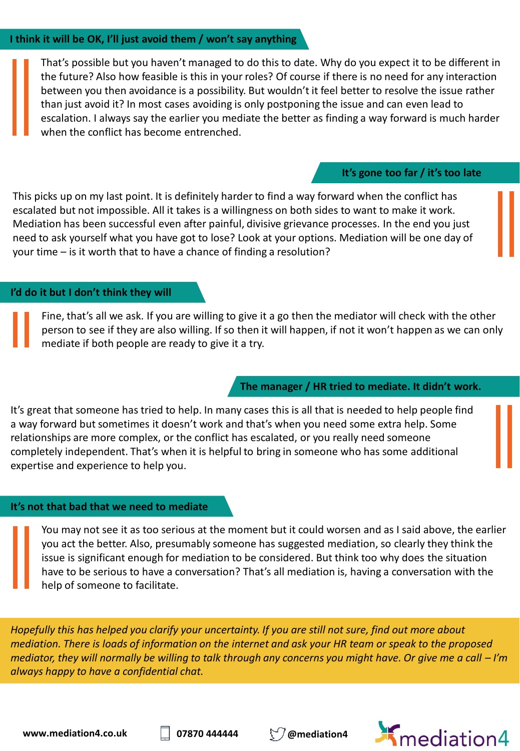## I think it will be OK, I'll just avoid them / won't say anything

That's possible but you haven't managed to do this to date. Why do you expect it to be different in the future? Also how feasible is this in your roles? Of course if there is no need for any interaction between you then avoidance is a possibility. But wouldn't it feel better to resolve the issue rather than just avoid it? In most cases avoiding is only postponing the issue and can even lead to escalation. I always say the earlier you mediate the better as finding a way forward is much harder when the conflict has become entrenched.

## It's gone too far / it's too late

This picks up on my last point. It is definitely harder to find a way forward when the conflict has escalated but not impossible. All it takes is a willingness on both sides to want to make it work. Mediation has been successful even after painful, divisive grievance processes. In the end you just need to ask yourself what you have got to lose? Look at your options. Mediation will be one day of your time – is it worth that to have a chance of finding a resolution?

## I'd do it but I don't think they will

Fine, that's all we ask. If you are willing to give it a go then the mediator will check with the other person to see if they are also willing. If so then it will happen, if not it won't happen as we can only mediate if both people are ready to give it a try.

## The manager / HR tried to mediate. It didn't work.

It's great that someone has tried to help. In many cases this is all that is needed to help people find a way forward but sometimes it doesn't work and that's when you need some extra help. Some relationships are more complex, or the conflict has escalated, or you really need someone completely independent. That's when it is helpful to bring in someone who has some additional expertise and experience to help you.

## It's not that bad that we need to mediate

You may not see it as too serious at the moment but it could worsen and as I said above, the earlier you act the better. Also, presumably someone has suggested mediation, so clearly they think the issue is significant enough for mediation to be considered. But think too why does the situation have to be serious to have a conversation? That's all mediation is, having a conversation with the help of someone to facilitate.

*Hopefully this has helped you clarify your uncertainty. If you are still not sure, find out more about mediation. There is loads of information on the internet and ask your HR team or speak to the proposed mediator, they will normally be willing to talk through any concerns you might have. Or give me a call – I'm always happy to have a confidential chat.*

**www.mediation4.co.uk** **07870 444444** **@mediation4** mediation4